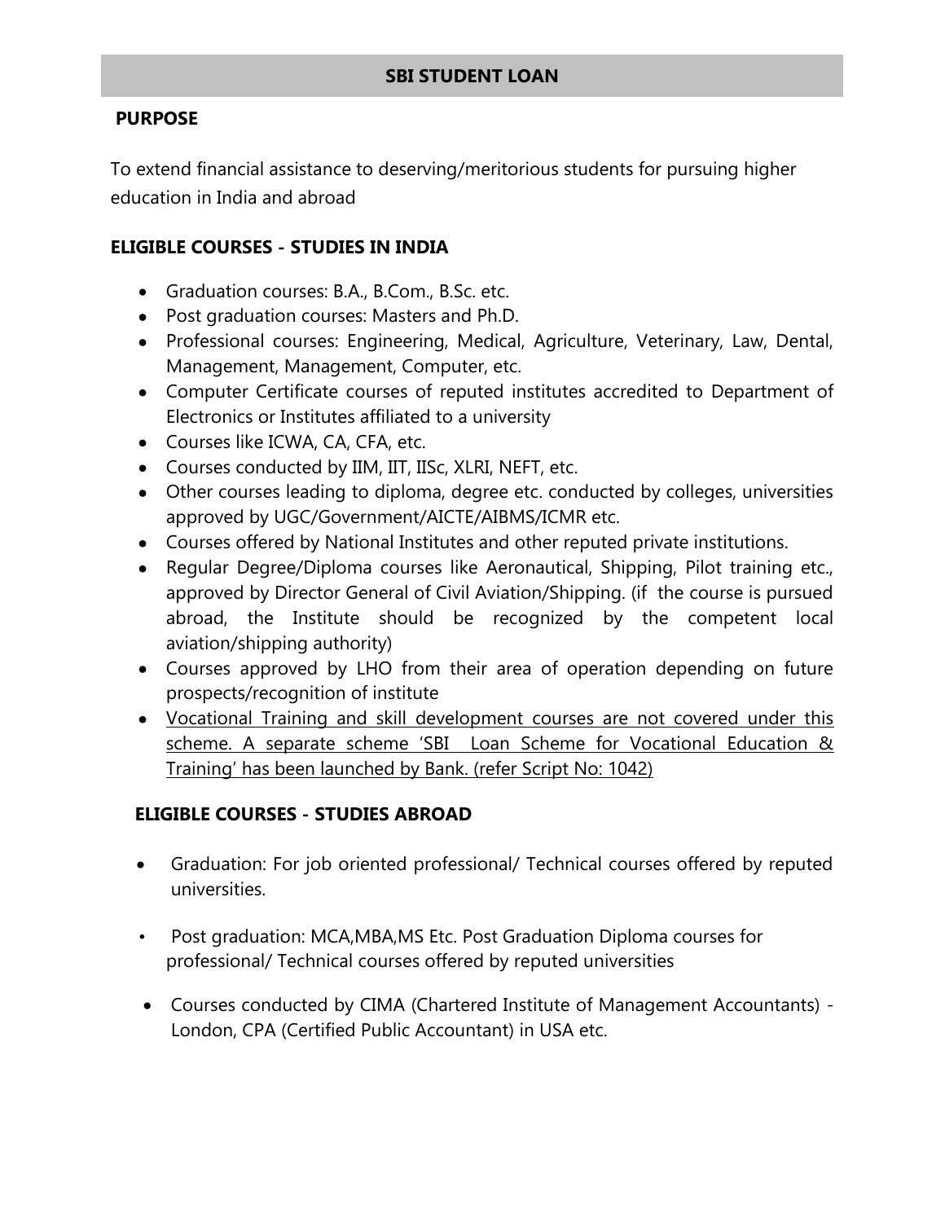# SBI STUDENT LOAN

## PURPOSE

To extend financial assistance to deserving/meritorious students for pursuing higher education in India and abroad

## ELIGIBLE COURSES - STUDIES IN INDIA

- Graduation courses: B.A., B.Com., B.Sc. etc.
- Post graduation courses: Masters and Ph.D.
- Professional courses: Engineering, Medical, Agriculture, Veterinary, Law, Dental, Management, Management, Computer, etc.
- Computer Certificate courses of reputed institutes accredited to Department of Electronics or Institutes affiliated to a university
- Courses like ICWA, CA, CFA, etc.
- Courses conducted by IIM, IIT, IISc, XLRI, NEFT, etc.
- Other courses leading to diploma, degree etc. conducted by colleges, universities approved by UGC/Government/AICTE/AIBMS/ICMR etc.
- Courses offered by National Institutes and other reputed private institutions.
- Regular Degree/Diploma courses like Aeronautical, Shipping, Pilot training etc., approved by Director General of Civil Aviation/Shipping. (if the course is pursued abroad, the Institute should be recognized by the competent local aviation/shipping authority)
- Courses approved by LHO from their area of operation depending on future prospects/recognition of institute
- <u>Vocational Training and skill development courses are not covered under this scheme. A separate scheme 'SBI Loan Scheme for Vocational Education & Training' has been launched by Bank. (refer Script No: 1042)</u>

## ELIGIBLE COURSES - STUDIES ABROAD

- Graduation: For job oriented professional/ Technical courses offered by reputed universities.
- Post graduation: MCA,MBA,MS Etc. Post Graduation Diploma courses for professional/ Technical courses offered by reputed universities
- Courses conducted by CIMA (Chartered Institute of Management Accountants) - London, CPA (Certified Public Accountant) in USA etc.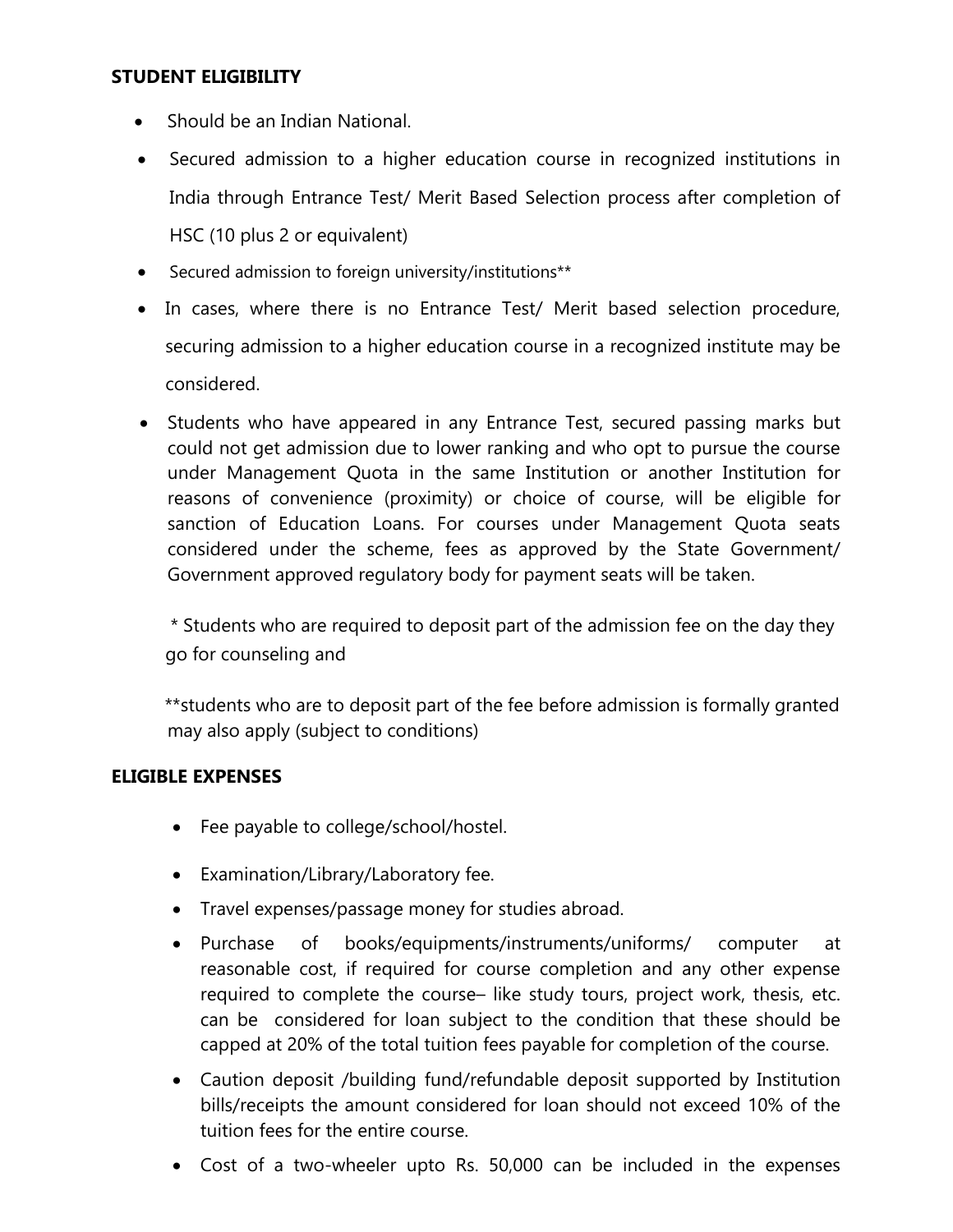**STUDENT ELIGIBILITY**

- Should be an Indian National.
- Secured admission to a higher education course in recognized institutions in India through Entrance Test/ Merit Based Selection process after completion of HSC (10 plus 2 or equivalent)
- Secured admission to foreign university/institutions**
- In cases, where there is no Entrance Test/ Merit based selection procedure, securing admission to a higher education course in a recognized institute may be considered.
- Students who have appeared in any Entrance Test, secured passing marks but could not get admission due to lower ranking and who opt to pursue the course under Management Quota in the same Institution or another Institution for reasons of convenience (proximity) or choice of course, will be eligible for sanction of Education Loans. For courses under Management Quota seats considered under the scheme, fees as approved by the State Government/ Government approved regulatory body for payment seats will be taken.

  * Students who are required to deposit part of the admission fee on the day they go for counseling and

  **students who are to deposit part of the fee before admission is formally granted may also apply (subject to conditions)

**ELIGIBLE EXPENSES**

- Fee payable to college/school/hostel.
- Examination/Library/Laboratory fee.
- Travel expenses/passage money for studies abroad.
- Purchase of books/equipments/instruments/uniforms/ computer at reasonable cost, if required for course completion and any other expense required to complete the course– like study tours, project work, thesis, etc. can be considered for loan subject to the condition that these should be capped at 20% of the total tuition fees payable for completion of the course.
- Caution deposit /building fund/refundable deposit supported by Institution bills/receipts the amount considered for loan should not exceed 10% of the tuition fees for the entire course.
- Cost of a two-wheeler upto Rs. 50,000 can be included in the expenses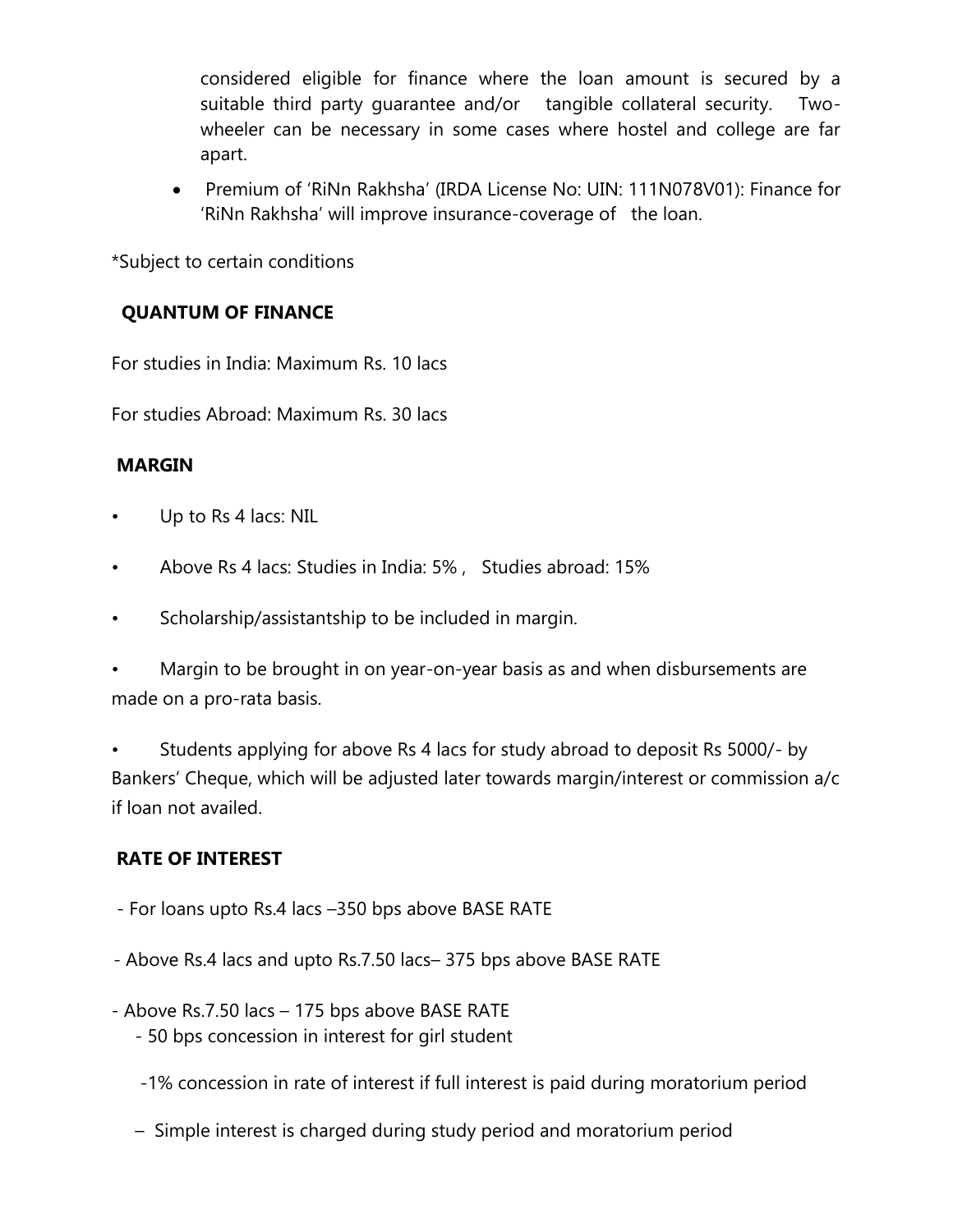considered eligible for finance where the loan amount is secured by a suitable third party guarantee and/or tangible collateral security. Two-wheeler can be necessary in some cases where hostel and college are far apart.

- Premium of 'RiNn Rakhsha' (IRDA License No: UIN: 111N078V01): Finance for 'RiNn Rakhsha' will improve insurance-coverage of the loan.

*Subject to certain conditions

**QUANTUM OF FINANCE**

For studies in India: Maximum Rs. 10 lacs

For studies Abroad: Maximum Rs. 30 lacs

**MARGIN**

- Up to Rs 4 lacs: NIL
- Above Rs 4 lacs: Studies in India: 5% , Studies abroad: 15%
- Scholarship/assistantship to be included in margin.
- Margin to be brought in on year-on-year basis as and when disbursements are made on a pro-rata basis.
- Students applying for above Rs 4 lacs for study abroad to deposit Rs 5000/- by Bankers' Cheque, which will be adjusted later towards margin/interest or commission a/c if loan not availed.

**RATE OF INTEREST**

- For loans upto Rs.4 lacs –350 bps above BASE RATE
- Above Rs.4 lacs and upto Rs.7.50 lacs– 375 bps above BASE RATE
- Above Rs.7.50 lacs – 175 bps above BASE RATE
  - 50 bps concession in interest for girl student
  - 1% concession in rate of interest if full interest is paid during moratorium period
  - Simple interest is charged during study period and moratorium period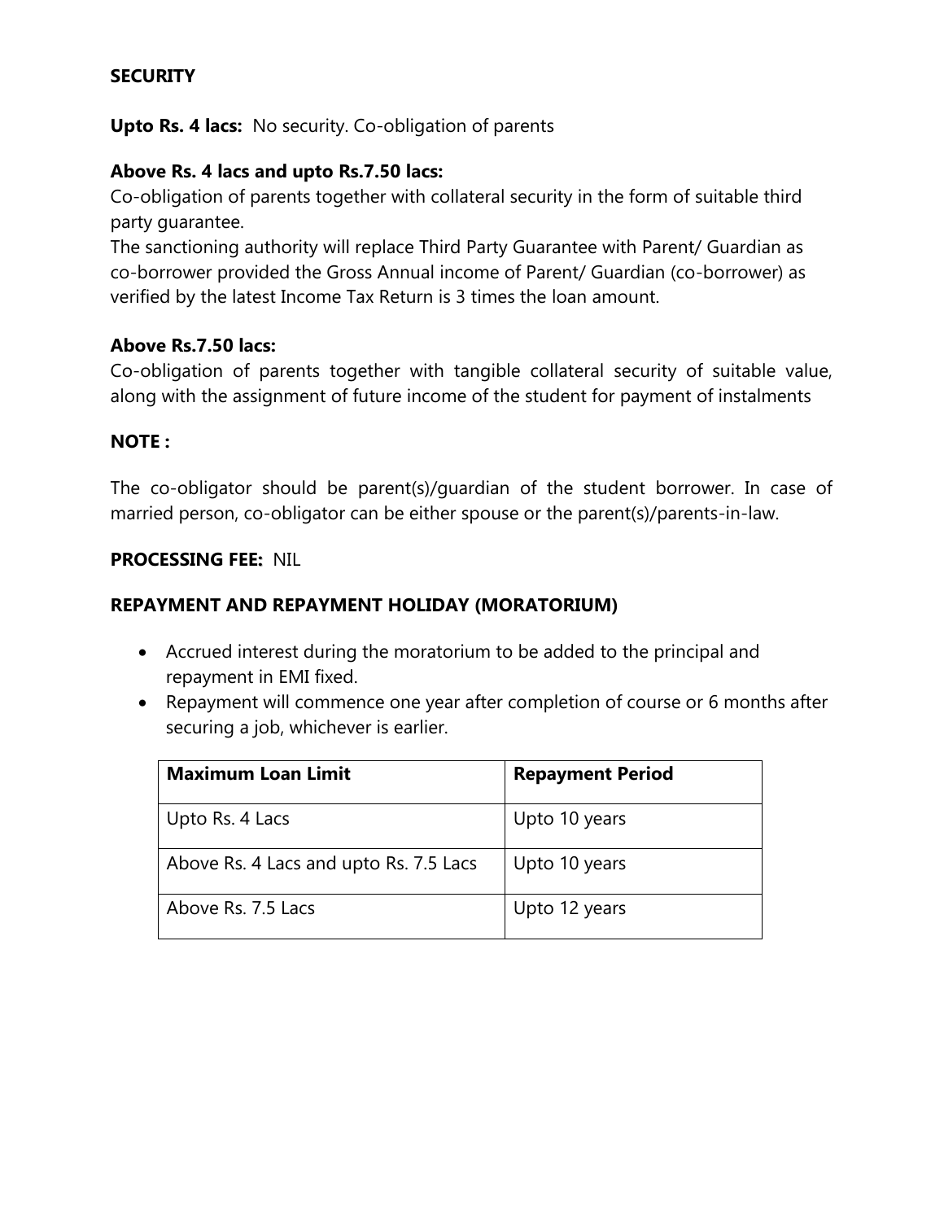**SECURITY**

**Upto Rs. 4 lacs:** No security. Co-obligation of parents

**Above Rs. 4 lacs and upto Rs.7.50 lacs:**
Co-obligation of parents together with collateral security in the form of suitable third party guarantee.
The sanctioning authority will replace Third Party Guarantee with Parent/ Guardian as co-borrower provided the Gross Annual income of Parent/ Guardian (co-borrower) as verified by the latest Income Tax Return is 3 times the loan amount.

**Above Rs.7.50 lacs:**
Co-obligation of parents together with tangible collateral security of suitable value, along with the assignment of future income of the student for payment of instalments

**NOTE :**

The co-obligator should be parent(s)/guardian of the student borrower. In case of married person, co-obligator can be either spouse or the parent(s)/parents-in-law.

**PROCESSING FEE:** NIL

**REPAYMENT AND REPAYMENT HOLIDAY (MORATORIUM)**

- Accrued interest during the moratorium to be added to the principal and repayment in EMI fixed.
- Repayment will commence one year after completion of course or 6 months after securing a job, whichever is earlier.

| **Maximum Loan Limit** | **Repayment Period** |
|---|---|
| Upto Rs. 4 Lacs | Upto 10 years |
| Above Rs. 4 Lacs and upto Rs. 7.5 Lacs | Upto 10 years |
| Above Rs. 7.5 Lacs | Upto 12 years |